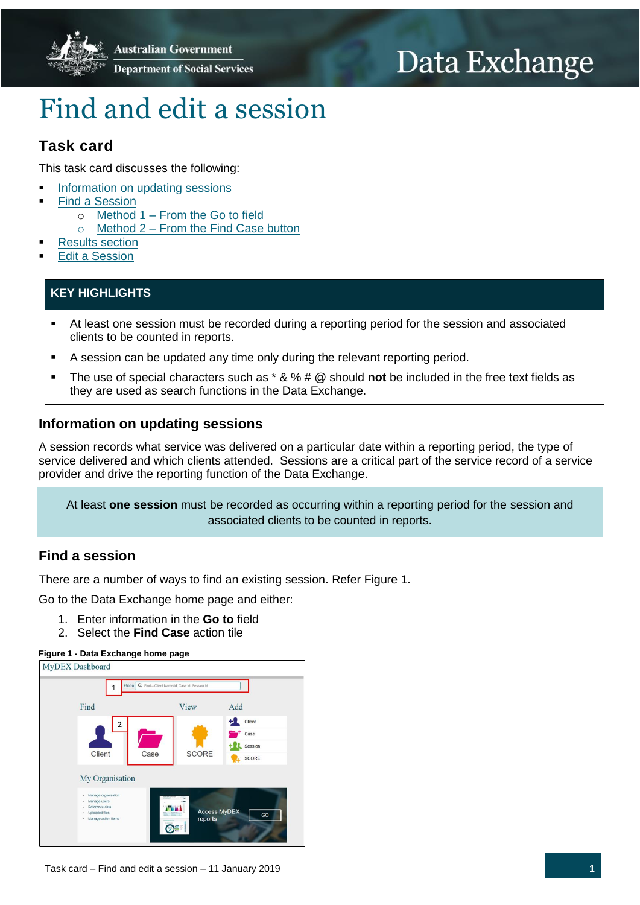# Find and edit a session

## Task card

This task card discusses the following:

- Information on updating sessions
- Find a Session
    - Method 1 – From the Go to field
    - Method 2 – From the Find Case button
- Results section
- Edit a Session

**KEY HIGHLIGHTS**

- At least one session must be recorded during a reporting period for the session and associated clients to be counted in reports.
- A session can be updated any time only during the relevant reporting period.
- The use of special characters such as * & % # @ should **not** be included in the free text fields as they are used as search functions in the Data Exchange.

## Information on updating sessions

A session records what service was delivered on a particular date within a reporting period, the type of service delivered and which clients attended. Sessions are a critical part of the service record of a service provider and drive the reporting function of the Data Exchange.

> At least **one session** must be recorded as occurring within a reporting period for the session and associated clients to be counted in reports.

## Find a session

There are a number of ways to find an existing session. Refer Figure 1.

Go to the Data Exchange home page and either:

1. Enter information in the **Go to** field
2. Select the **Find Case** action tile

**Figure 1 - Data Exchange home page**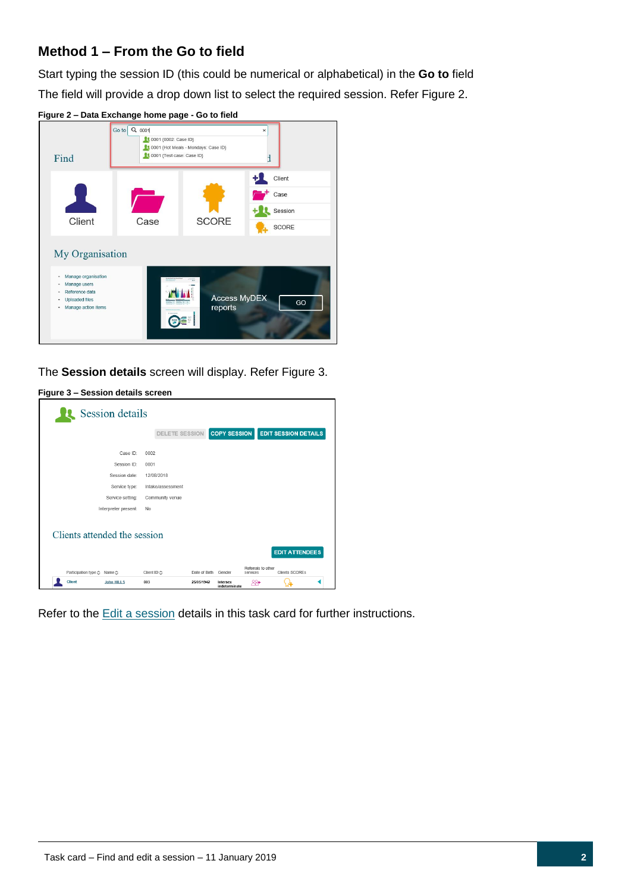## Method 1 – From the Go to field

Start typing the session ID (this could be numerical or alphabetical) in the **Go to** field

The field will provide a drop down list to select the required session. Refer Figure 2.

**Figure 2 – Data Exchange home page - Go to field**

The **Session details** screen will display. Refer Figure 3.

**Figure 3 – Session details screen**

Refer to the Edit a session details in this task card for further instructions.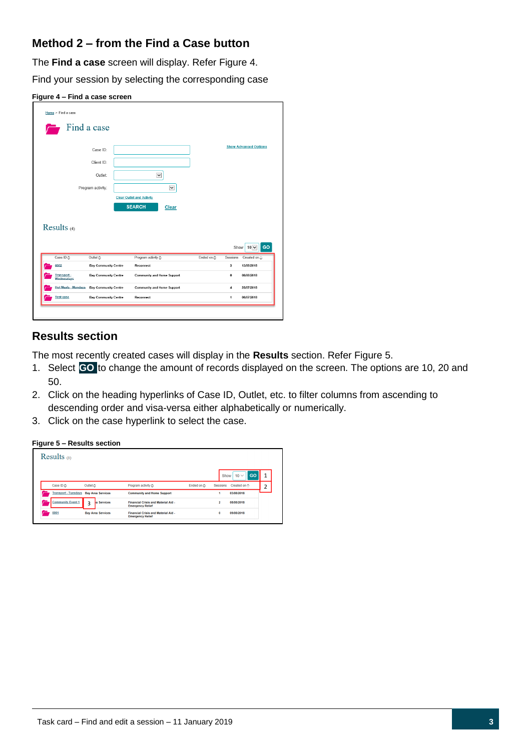## Method 2 – from the Find a Case button

The **Find a case** screen will display. Refer Figure 4.

Find your session by selecting the corresponding case

**Figure 4 – Find a case screen**

## Results section

The most recently created cases will display in the **Results** section. Refer Figure 5.

1. Select **GO** to change the amount of records displayed on the screen. The options are 10, 20 and 50.
2. Click on the heading hyperlinks of Case ID, Outlet, etc. to filter columns from ascending to descending order and visa-versa either alphabetically or numerically.
3. Click on the case hyperlink to select the case.

**Figure 5 – Results section**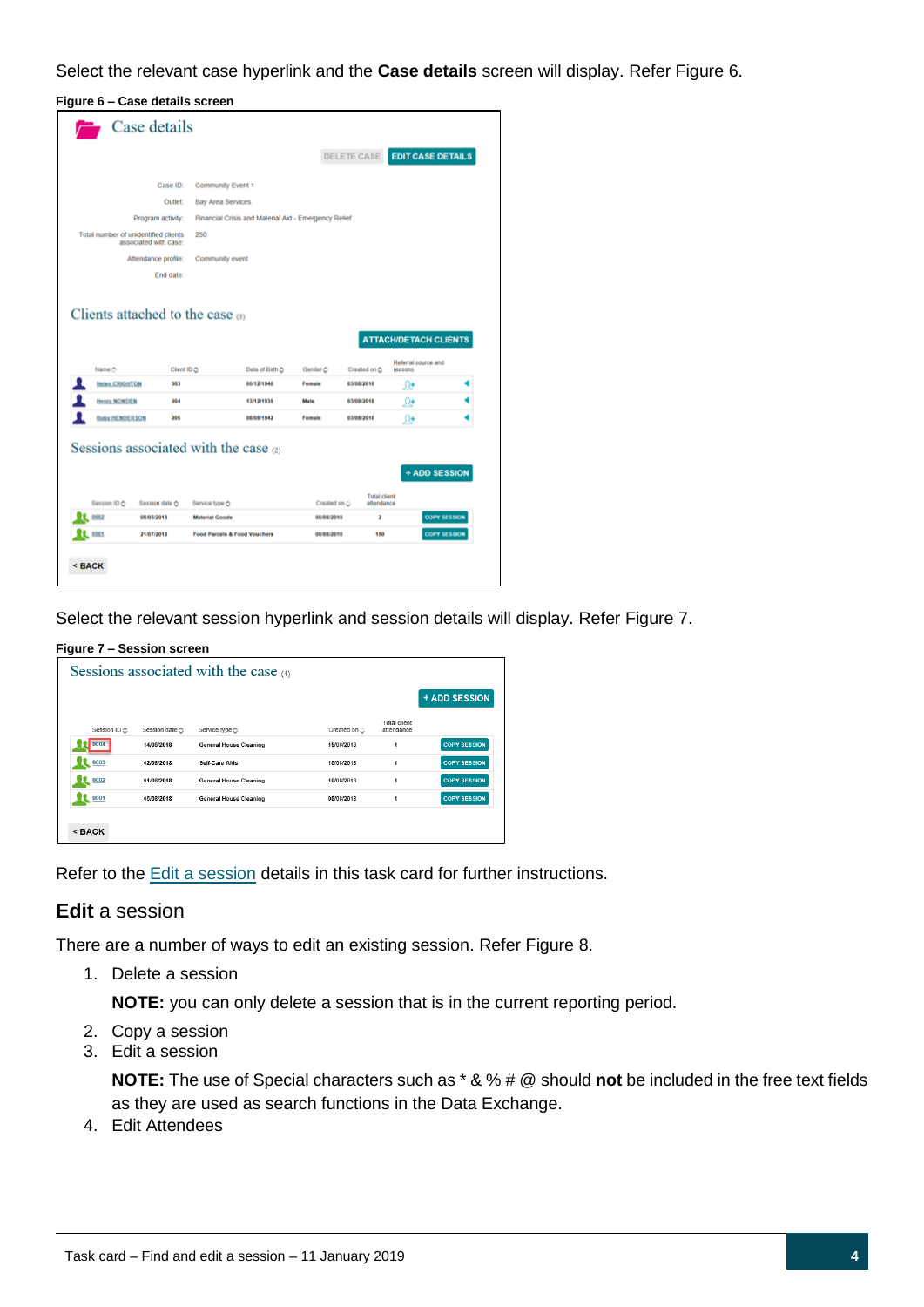Select the relevant case hyperlink and the **Case details** screen will display. Refer Figure 6.

**Figure 6 – Case details screen**

Select the relevant session hyperlink and session details will display. Refer Figure 7.

**Figure 7 – Session screen**

Refer to the Edit a session details in this task card for further instructions.

## **Edit** a session

There are a number of ways to edit an existing session. Refer Figure 8.

1. Delete a session

   **NOTE:** you can only delete a session that is in the current reporting period.

2. Copy a session
3. Edit a session

   **NOTE:** The use of Special characters such as * & % # @ should **not** be included in the free text fields as they are used as search functions in the Data Exchange.

4. Edit Attendees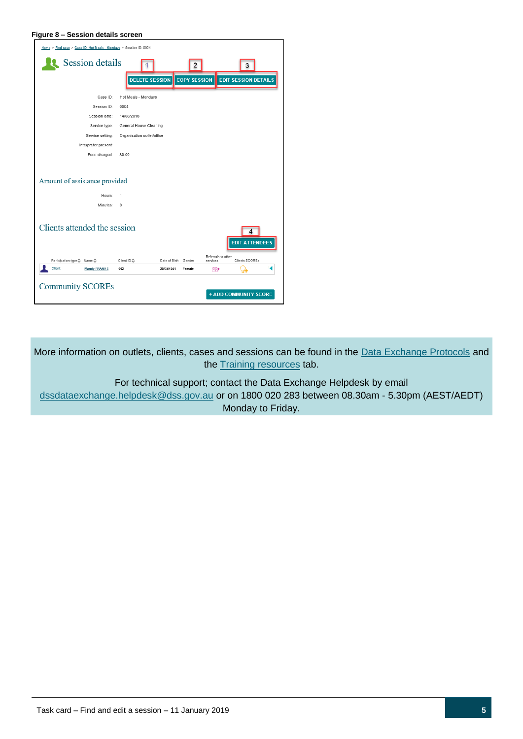**Figure 8 – Session details screen**

More information on outlets, clients, cases and sessions can be found in the [Data Exchange Protocols] and the [Training resources] tab.

For technical support; contact the Data Exchange Helpdesk by email dssdataexchange.helpdesk@dss.gov.au or on 1800 020 283 between 08.30am - 5.30pm (AEST/AEDT) Monday to Friday.